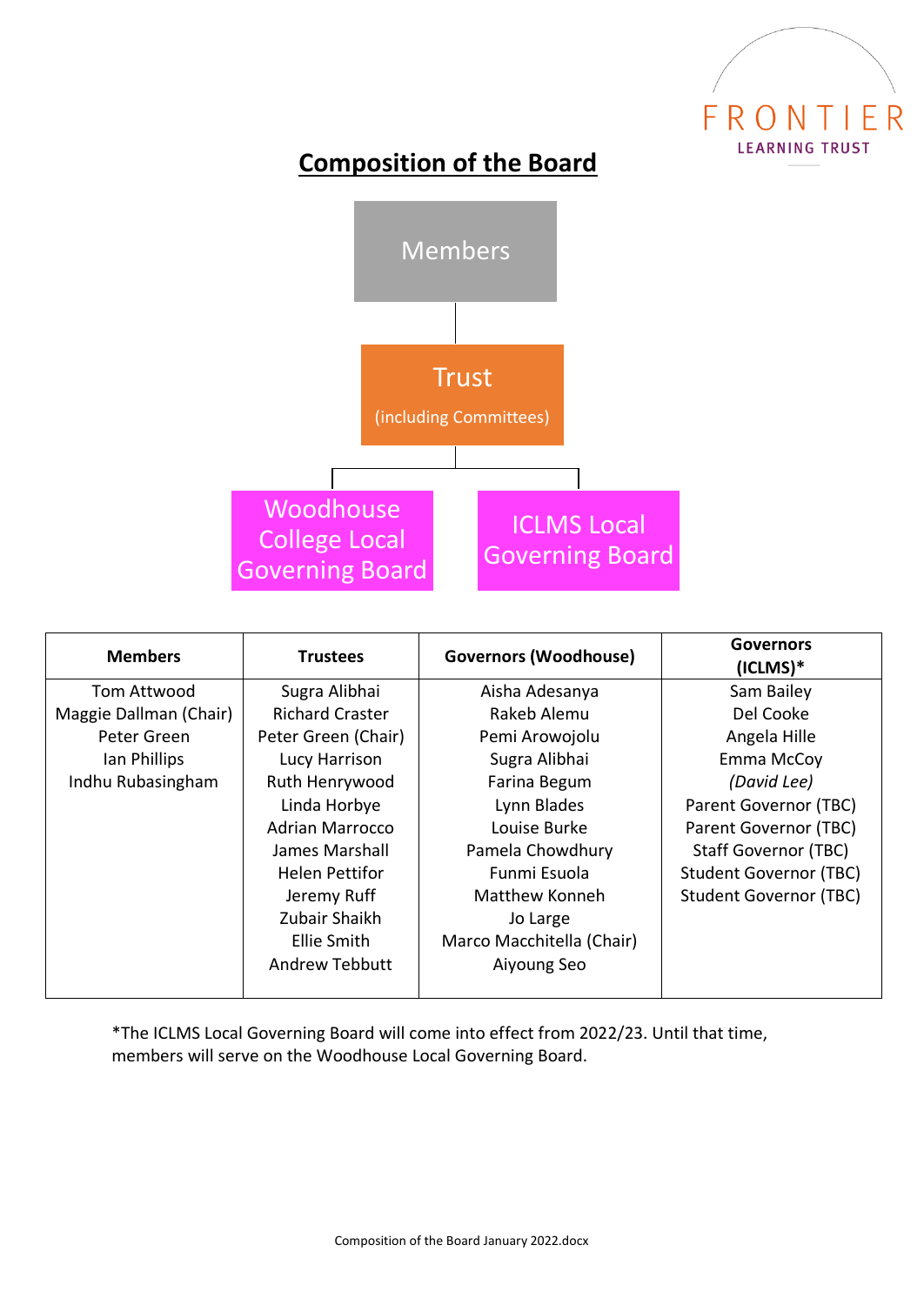FRONTIER
LEARNING TRUST

# Composition of the Board

Members

Trust
(including Committees)

Woodhouse College Local Governing Board

ICLMS Local Governing Board

| Members | Trustees | Governors (Woodhouse) | Governors (ICLMS)* |
|---|---|---|---|
| Tom Attwood | Sugra Alibhai | Aisha Adesanya | Sam Bailey |
| Maggie Dallman (Chair) | Richard Craster | Rakeb Alemu | Del Cooke |
| Peter Green | Peter Green (Chair) | Pemi Arowojolu | Angela Hille |
| Ian Phillips | Lucy Harrison | Sugra Alibhai | Emma McCoy |
| Indhu Rubasingham | Ruth Henrywood | Farina Begum | *(David Lee)* |
| | Linda Horbye | Lynn Blades | Parent Governor (TBC) |
| | Adrian Marrocco | Louise Burke | Parent Governor (TBC) |
| | James Marshall | Pamela Chowdhury | Staff Governor (TBC) |
| | Helen Pettifor | Funmi Esuola | Student Governor (TBC) |
| | Jeremy Ruff | Matthew Konneh | Student Governor (TBC) |
| | Zubair Shaikh | Jo Large | |
| | Ellie Smith | Marco Macchitella (Chair) | |
| | Andrew Tebbutt | Aiyoung Seo | |

*The ICLMS Local Governing Board will come into effect from 2022/23. Until that time, members will serve on the Woodhouse Local Governing Board.

Composition of the Board January 2022.docx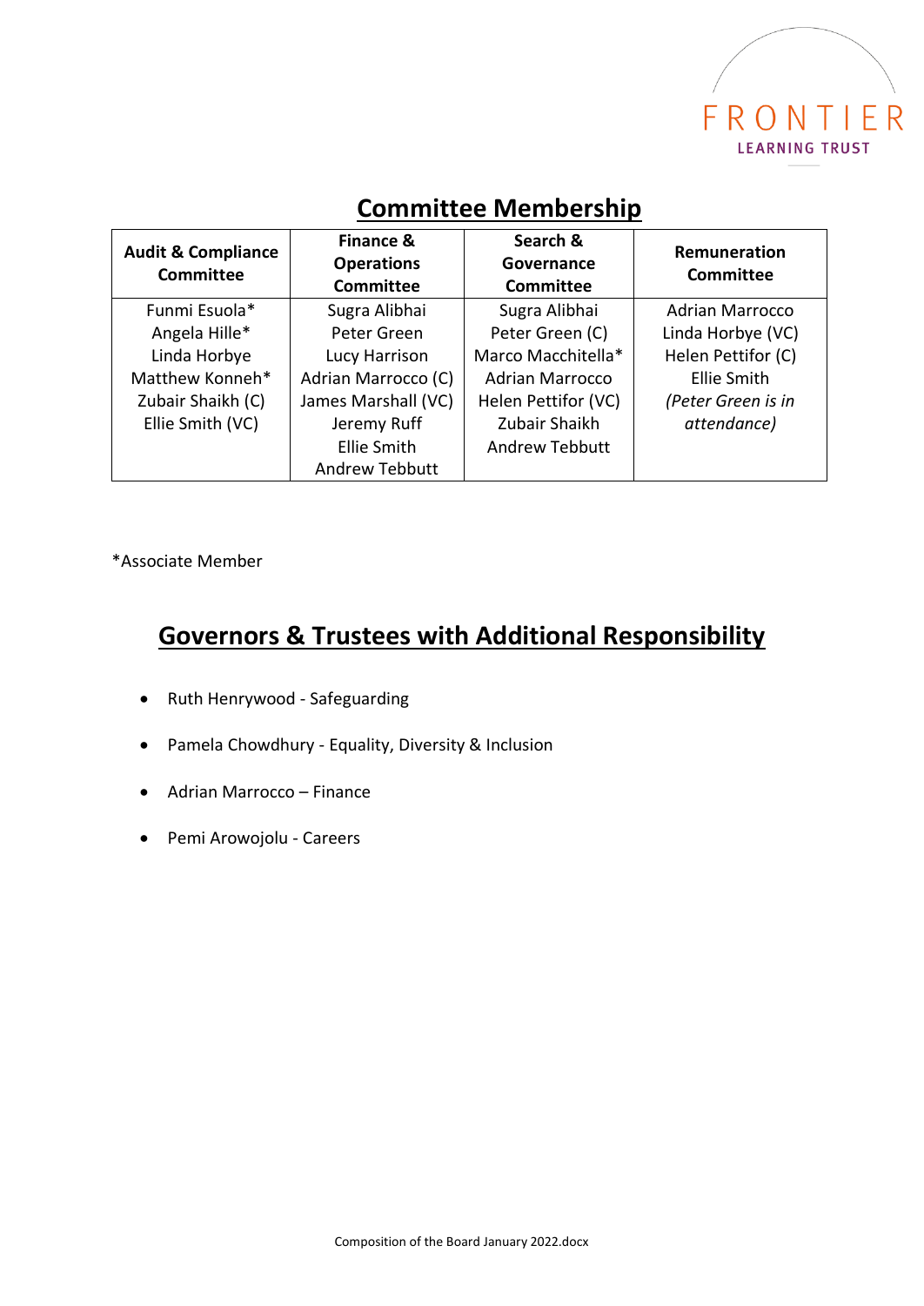FRONTIER
LEARNING TRUST

# Committee Membership

| Audit & Compliance Committee | Finance & Operations Committee | Search & Governance Committee | Remuneration Committee |
|---|---|---|---|
| Funmi Esuola* | Sugra Alibhai | Sugra Alibhai | Adrian Marrocco |
| Angela Hille* | Peter Green | Peter Green (C) | Linda Horbye (VC) |
| Linda Horbye | Lucy Harrison | Marco Macchitella* | Helen Pettifor (C) |
| Matthew Konneh* | Adrian Marrocco (C) | Adrian Marrocco | Ellie Smith |
| Zubair Shaikh (C) | James Marshall (VC) | Helen Pettifor (VC) | *(Peter Green is in attendance)* |
| Ellie Smith (VC) | Jeremy Ruff | Zubair Shaikh | |
| | Ellie Smith | Andrew Tebbutt | |
| | Andrew Tebbutt | | |

*Associate Member

# Governors & Trustees with Additional Responsibility

- Ruth Henrywood - Safeguarding
- Pamela Chowdhury - Equality, Diversity & Inclusion
- Adrian Marrocco – Finance
- Pemi Arowojolu - Careers

Composition of the Board January 2022.docx